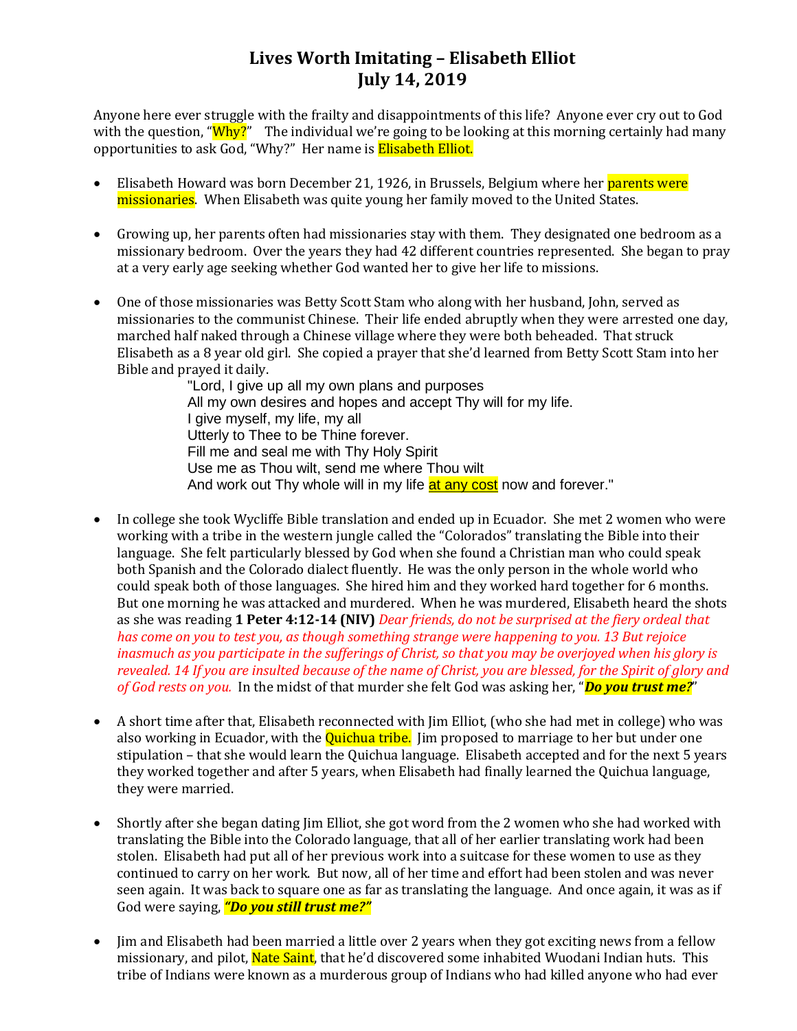# Lives Worth Imitating – Elisabeth Elliot
# July 14, 2019

Anyone here ever struggle with the frailty and disappointments of this life? Anyone ever cry out to God with the question, "Why?" The individual we're going to be looking at this morning certainly had many opportunities to ask God, "Why?" Her name is Elisabeth Elliot.

- Elisabeth Howard was born December 21, 1926, in Brussels, Belgium where her parents were missionaries. When Elisabeth was quite young her family moved to the United States.

- Growing up, her parents often had missionaries stay with them. They designated one bedroom as a missionary bedroom. Over the years they had 42 different countries represented. She began to pray at a very early age seeking whether God wanted her to give her life to missions.

- One of those missionaries was Betty Scott Stam who along with her husband, John, served as missionaries to the communist Chinese. Their life ended abruptly when they were arrested one day, marched half naked through a Chinese village where they were both beheaded. That struck Elisabeth as a 8 year old girl. She copied a prayer that she'd learned from Betty Scott Stam into her Bible and prayed it daily.

  "Lord, I give up all my own plans and purposes
  All my own desires and hopes and accept Thy will for my life.
  I give myself, my life, my all
  Utterly to Thee to be Thine forever.
  Fill me and seal me with Thy Holy Spirit
  Use me as Thou wilt, send me where Thou wilt
  And work out Thy whole will in my life at any cost now and forever."

- In college she took Wycliffe Bible translation and ended up in Ecuador. She met 2 women who were working with a tribe in the western jungle called the "Colorados" translating the Bible into their language. She felt particularly blessed by God when she found a Christian man who could speak both Spanish and the Colorado dialect fluently. He was the only person in the whole world who could speak both of those languages. She hired him and they worked hard together for 6 months. But one morning he was attacked and murdered. When he was murdered, Elisabeth heard the shots as she was reading **1 Peter 4:12-14 (NIV)** *Dear friends, do not be surprised at the fiery ordeal that has come on you to test you, as though something strange were happening to you. 13 But rejoice inasmuch as you participate in the sufferings of Christ, so that you may be overjoyed when his glory is revealed. 14 If you are insulted because of the name of Christ, you are blessed, for the Spirit of glory and of God rests on you.* In the midst of that murder she felt God was asking her, "***Do you trust me?***"

- A short time after that, Elisabeth reconnected with Jim Elliot, (who she had met in college) who was also working in Ecuador, with the Quichua tribe. Jim proposed to marriage to her but under one stipulation – that she would learn the Quichua language. Elisabeth accepted and for the next 5 years they worked together and after 5 years, when Elisabeth had finally learned the Quichua language, they were married.

- Shortly after she began dating Jim Elliot, she got word from the 2 women who she had worked with translating the Bible into the Colorado language, that all of her earlier translating work had been stolen. Elisabeth had put all of her previous work into a suitcase for these women to use as they continued to carry on her work. But now, all of her time and effort had been stolen and was never seen again. It was back to square one as far as translating the language. And once again, it was as if God were saying, ***"Do you still trust me?"***

- Jim and Elisabeth had been married a little over 2 years when they got exciting news from a fellow missionary, and pilot, Nate Saint, that he'd discovered some inhabited Wuodani Indian huts. This tribe of Indians were known as a murderous group of Indians who had killed anyone who had ever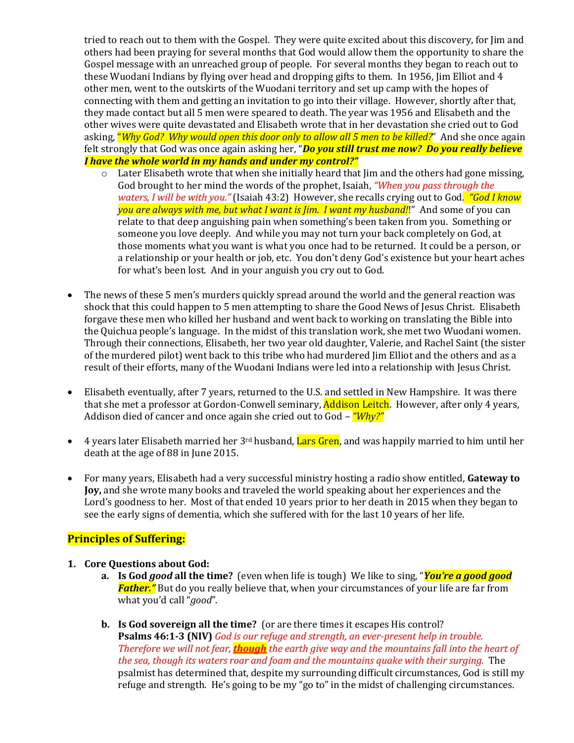tried to reach out to them with the Gospel. They were quite excited about this discovery, for Jim and others had been praying for several months that God would allow them the opportunity to share the Gospel message with an unreached group of people. For several months they began to reach out to these Wuodani Indians by flying over head and dropping gifts to them. In 1956, Jim Elliot and 4 other men, went to the outskirts of the Wuodani territory and set up camp with the hopes of connecting with them and getting an invitation to go into their village. However, shortly after that, they made contact but all 5 men were speared to death. The year was 1956 and Elisabeth and the other wives were quite devastated and Elisabeth wrote that in her devastation she cried out to God asking, "*Why God? Why would open this door only to allow all 5 men to be killed?*" And she once again felt strongly that God was once again asking her, "***Do you still trust me now? Do you really believe I have the whole world in my hands and under my control?"***

- Later Elisabeth wrote that when she initially heard that Jim and the others had gone missing, God brought to her mind the words of the prophet, Isaiah, *"When you pass through the waters, I will be with you."* (Isaiah 43:2) However, she recalls crying out to God. *"God I know you are always with me, but what I want is Jim. I want my husband!*!" And some of you can relate to that deep anguishing pain when something's been taken from you. Something or someone you love deeply. And while you may not turn your back completely on God, at those moments what you want is what you once had to be returned. It could be a person, or a relationship or your health or job, etc. You don't deny God's existence but your heart aches for what's been lost. And in your anguish you cry out to God.

- The news of these 5 men's murders quickly spread around the world and the general reaction was shock that this could happen to 5 men attempting to share the Good News of Jesus Christ. Elisabeth forgave these men who killed her husband and went back to working on translating the Bible into the Quichua people's language. In the midst of this translation work, she met two Wuodani women. Through their connections, Elisabeth, her two year old daughter, Valerie, and Rachel Saint (the sister of the murdered pilot) went back to this tribe who had murdered Jim Elliot and the others and as a result of their efforts, many of the Wuodani Indians were led into a relationship with Jesus Christ.

- Elisabeth eventually, after 7 years, returned to the U.S. and settled in New Hampshire. It was there that she met a professor at Gordon-Conwell seminary, Addison Leitch. However, after only 4 years, Addison died of cancer and once again she cried out to God – *"Why?"*

- 4 years later Elisabeth married her 3rd husband, Lars Gren, and was happily married to him until her death at the age of 88 in June 2015.

- For many years, Elisabeth had a very successful ministry hosting a radio show entitled, **Gateway to Joy,** and she wrote many books and traveled the world speaking about her experiences and the Lord's goodness to her. Most of that ended 10 years prior to her death in 2015 when they began to see the early signs of dementia, which she suffered with for the last 10 years of her life.

## Principles of Suffering:

1. **Core Questions about God:**
   a. **Is God *good* all the time?** (even when life is tough) We like to sing, "***You're a good good Father."*** But do you really believe that, when your circumstances of your life are far from what you'd call "*good*".

   b. **Is God sovereign all the time?** (or are there times it escapes His control? **Psalms 46:1-3 (NIV)** *God is our refuge and strength, an ever-present help in trouble. Therefore we will not fear, **though** the earth give way and the mountains fall into the heart of the sea, though its waters roar and foam and the mountains quake with their surging.* The psalmist has determined that, despite my surrounding difficult circumstances, God is still my refuge and strength. He's going to be my "go to" in the midst of challenging circumstances.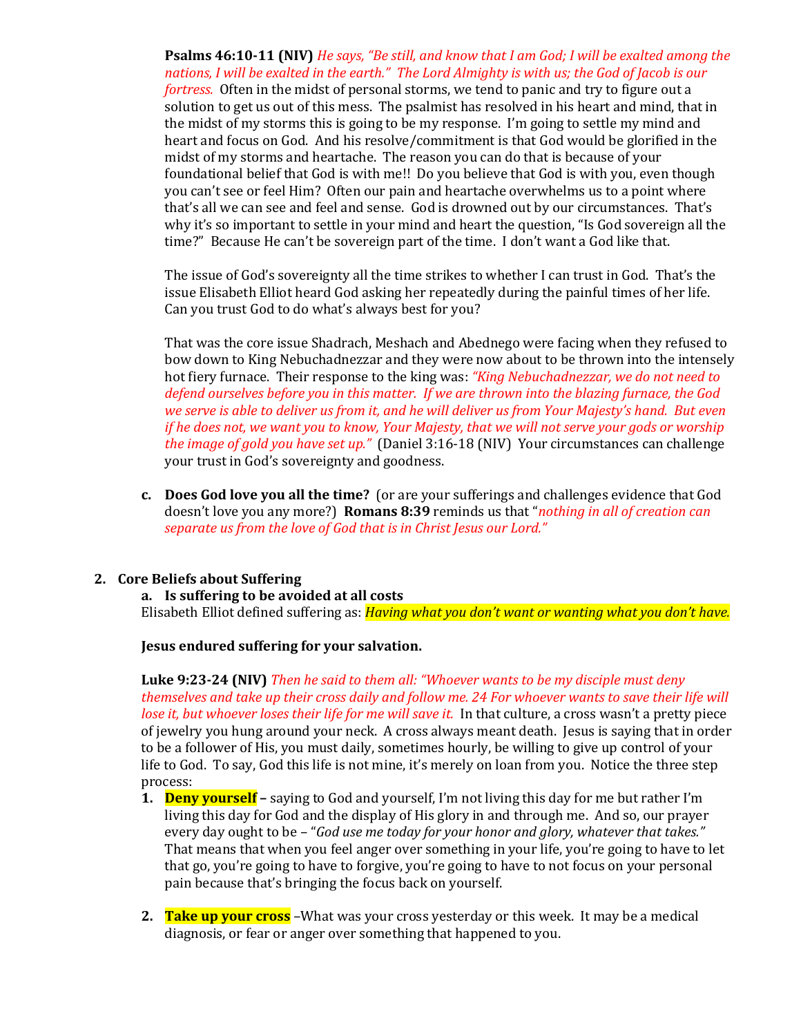**Psalms 46:10-11 (NIV)** *He says, "Be still, and know that I am God; I will be exalted among the nations, I will be exalted in the earth." The Lord Almighty is with us; the God of Jacob is our fortress.* Often in the midst of personal storms, we tend to panic and try to figure out a solution to get us out of this mess. The psalmist has resolved in his heart and mind, that in the midst of my storms this is going to be my response. I'm going to settle my mind and heart and focus on God. And his resolve/commitment is that God would be glorified in the midst of my storms and heartache. The reason you can do that is because of your foundational belief that God is with me!! Do you believe that God is with you, even though you can't see or feel Him? Often our pain and heartache overwhelms us to a point where that's all we can see and feel and sense. God is drowned out by our circumstances. That's why it's so important to settle in your mind and heart the question, "Is God sovereign all the time?" Because He can't be sovereign part of the time. I don't want a God like that.

The issue of God's sovereignty all the time strikes to whether I can trust in God. That's the issue Elisabeth Elliot heard God asking her repeatedly during the painful times of her life. Can you trust God to do what's always best for you?

That was the core issue Shadrach, Meshach and Abednego were facing when they refused to bow down to King Nebuchadnezzar and they were now about to be thrown into the intensely hot fiery furnace. Their response to the king was: *"King Nebuchadnezzar, we do not need to defend ourselves before you in this matter. If we are thrown into the blazing furnace, the God we serve is able to deliver us from it, and he will deliver us from Your Majesty's hand. But even if he does not, we want you to know, Your Majesty, that we will not serve your gods or worship the image of gold you have set up."* (Daniel 3:16-18 (NIV) Your circumstances can challenge your trust in God's sovereignty and goodness.

c. **Does God love you all the time?** (or are your sufferings and challenges evidence that God doesn't love you any more?) **Romans 8:39** reminds us that "*nothing in all of creation can separate us from the love of God that is in Christ Jesus our Lord."*

2. **Core Beliefs about Suffering**
   a. **Is suffering to be avoided at all costs**

Elisabeth Elliot defined suffering as: *Having what you don't want or wanting what you don't have.*

**Jesus endured suffering for your salvation.**

**Luke 9:23-24 (NIV)** *Then he said to them all: "Whoever wants to be my disciple must deny themselves and take up their cross daily and follow me. 24 For whoever wants to save their life will lose it, but whoever loses their life for me will save it.* In that culture, a cross wasn't a pretty piece of jewelry you hung around your neck. A cross always meant death. Jesus is saying that in order to be a follower of His, you must daily, sometimes hourly, be willing to give up control of your life to God. To say, God this life is not mine, it's merely on loan from you. Notice the three step process:

1. **Deny yourself –** saying to God and yourself, I'm not living this day for me but rather I'm living this day for God and the display of His glory in and through me. And so, our prayer every day ought to be – "*God use me today for your honor and glory, whatever that takes."* That means that when you feel anger over something in your life, you're going to have to let that go, you're going to have to forgive, you're going to have to not focus on your personal pain because that's bringing the focus back on yourself.

2. **Take up your cross** –What was your cross yesterday or this week. It may be a medical diagnosis, or fear or anger over something that happened to you.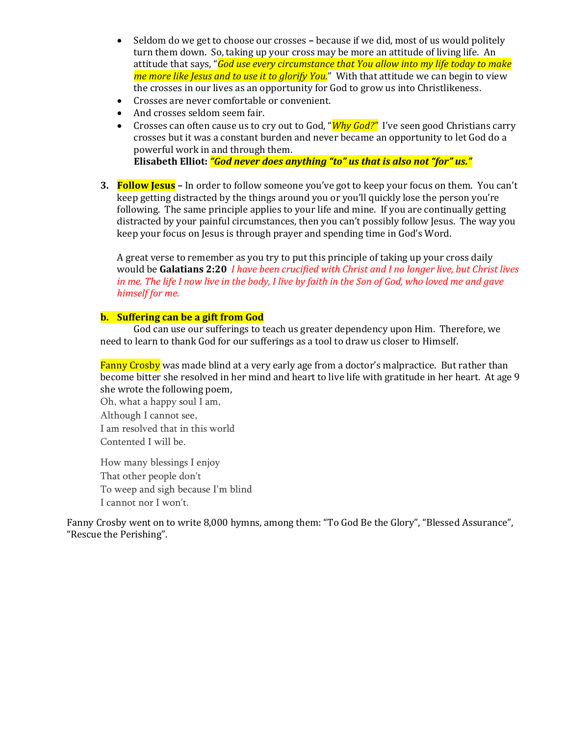- Seldom do we get to choose our crosses – because if we did, most of us would politely turn them down. So, taking up your cross may be more an attitude of living life. An attitude that says, "*God use every circumstance that You allow into my life today to make me more like Jesus and to use it to glorify You.*" With that attitude we can begin to view the crosses in our lives as an opportunity for God to grow us into Christlikeness.
- Crosses are never comfortable or convenient.
- And crosses seldom seem fair.
- Crosses can often cause us to cry out to God, "*Why God?*" I've seen good Christians carry crosses but it was a constant burden and never became an opportunity to let God do a powerful work in and through them.
  **Elisabeth Elliot:** ***"God never does anything "to" us that is also not "for" us."***

3. **Follow Jesus** – In order to follow someone you've got to keep your focus on them. You can't keep getting distracted by the things around you or you'll quickly lose the person you're following. The same principle applies to your life and mine. If you are continually getting distracted by your painful circumstances, then you can't possibly follow Jesus. The way you keep your focus on Jesus is through prayer and spending time in God's Word.

   A great verse to remember as you try to put this principle of taking up your cross daily would be **Galatians 2:20** *I have been crucified with Christ and I no longer live, but Christ lives in me. The life I now live in the body, I live by faith in the Son of God, who loved me and gave himself for me.*

**b. Suffering can be a gift from God**

God can use our sufferings to teach us greater dependency upon Him. Therefore, we need to learn to thank God for our sufferings as a tool to draw us closer to Himself.

Fanny Crosby was made blind at a very early age from a doctor's malpractice. But rather than become bitter she resolved in her mind and heart to live life with gratitude in her heart. At age 9 she wrote the following poem,

Oh, what a happy soul I am,
Although I cannot see,
I am resolved that in this world
Contented I will be.

How many blessings I enjoy
That other people don't
To weep and sigh because I'm blind
I cannot nor I won't.

Fanny Crosby went on to write 8,000 hymns, among them: "To God Be the Glory", "Blessed Assurance", "Rescue the Perishing".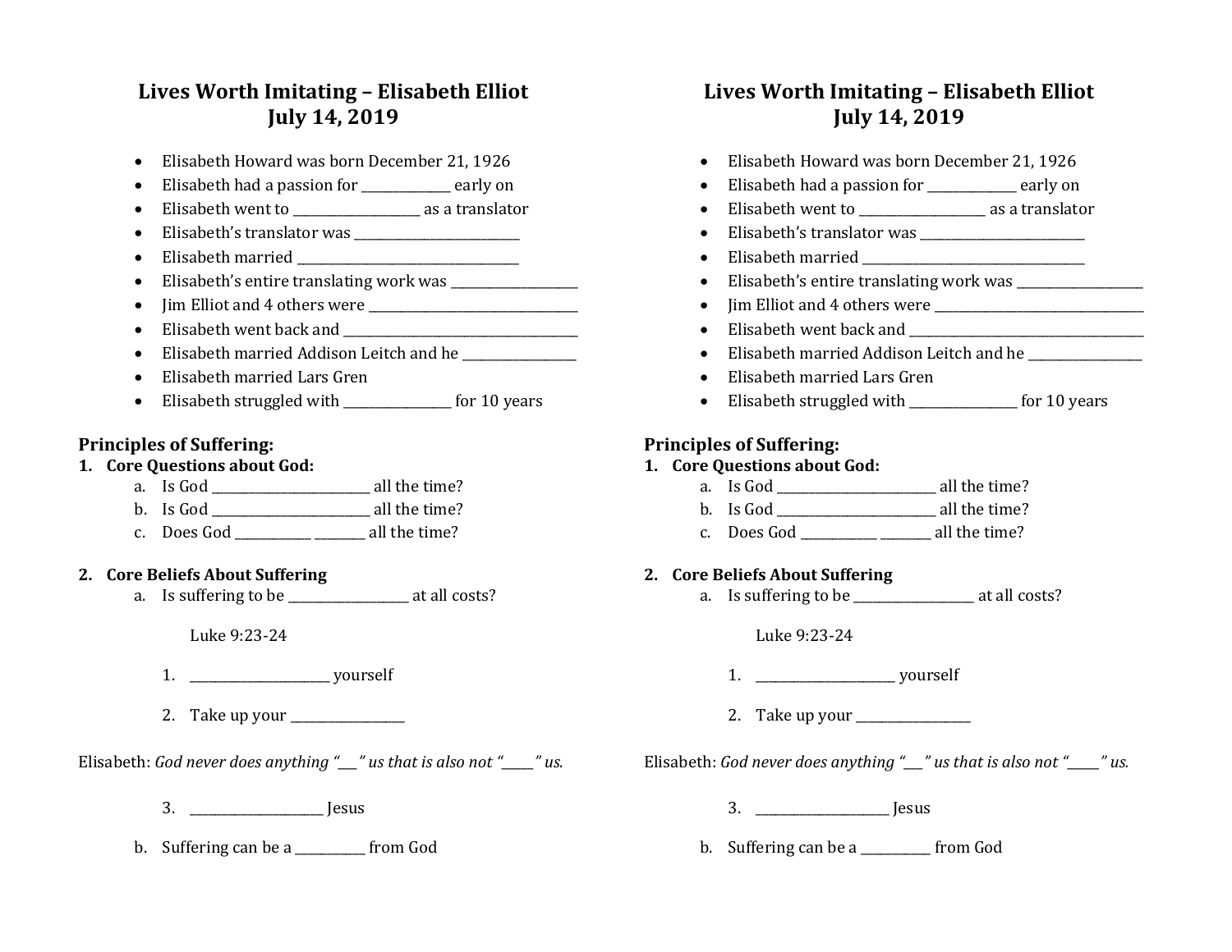# Lives Worth Imitating – Elisabeth Elliot
# July 14, 2019

- Elisabeth Howard was born December 21, 1926
- Elisabeth had a passion for _____________ early on
- Elisabeth went to __________________ as a translator
- Elisabeth's translator was _________________________
- Elisabeth married _________________________________
- Elisabeth's entire translating work was ___________________
- Jim Elliot and 4 others were _______________________________
- Elisabeth went back and ___________________________________
- Elisabeth married Addison Leitch and he ________________
- Elisabeth married Lars Gren
- Elisabeth struggled with ________________ for 10 years

**Principles of Suffering:**

1. **Core Questions about God:**
   a. Is God ________________________ all the time?
   b. Is God ________________________ all the time?
   c. Does God ___________ ________ all the time?

2. **Core Beliefs About Suffering**
   a. Is suffering to be __________________ at all costs?

      Luke 9:23-24

      1. _____________________ yourself

      2. Take up your _________________

Elisabeth: *God never does anything "___" us that is also not "_____" us.*

      3. ____________________ Jesus

   b. Suffering can be a __________ from God

# Lives Worth Imitating – Elisabeth Elliot
# July 14, 2019

- Elisabeth Howard was born December 21, 1926
- Elisabeth had a passion for _____________ early on
- Elisabeth went to __________________ as a translator
- Elisabeth's translator was _________________________
- Elisabeth married _________________________________
- Elisabeth's entire translating work was ___________________
- Jim Elliot and 4 others were _______________________________
- Elisabeth went back and ___________________________________
- Elisabeth married Addison Leitch and he ________________
- Elisabeth married Lars Gren
- Elisabeth struggled with ________________ for 10 years

**Principles of Suffering:**

1. **Core Questions about God:**
   a. Is God ________________________ all the time?
   b. Is God ________________________ all the time?
   c. Does God ___________ ________ all the time?

2. **Core Beliefs About Suffering**
   a. Is suffering to be __________________ at all costs?

      Luke 9:23-24

      1. _____________________ yourself

      2. Take up your _________________

Elisabeth: *God never does anything "___" us that is also not "_____" us.*

      3. ____________________ Jesus

   b. Suffering can be a __________ from God